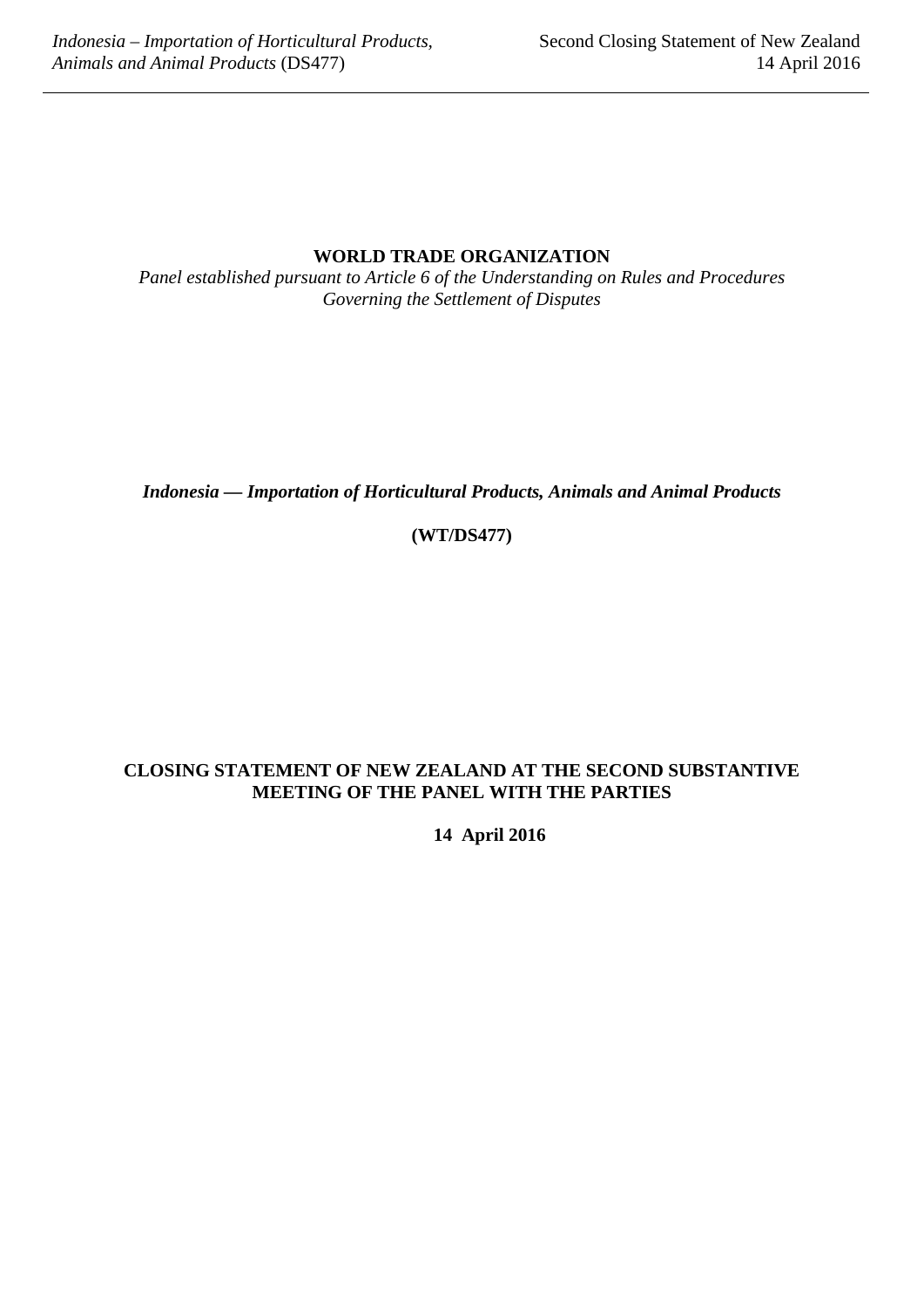**WORLD TRADE ORGANIZATION**

*Panel established pursuant to Article 6 of the Understanding on Rules and Procedures Governing the Settlement of Disputes*

***Indonesia — Importation of Horticultural Products, Animals and Animal Products***

**(WT/DS477)**

**CLOSING STATEMENT OF NEW ZEALAND AT THE SECOND SUBSTANTIVE MEETING OF THE PANEL WITH THE PARTIES**

**14 April 2016**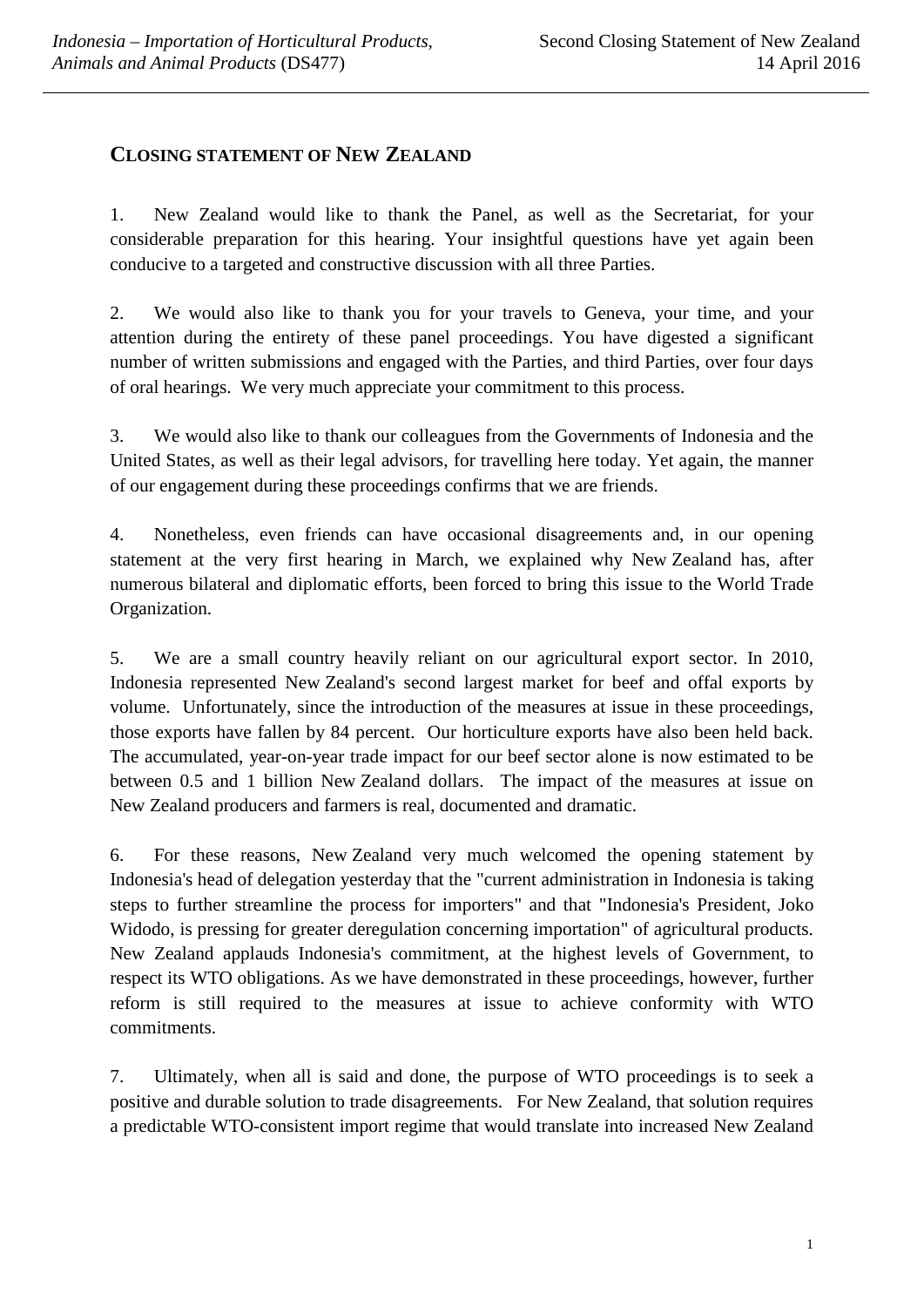## CLOSING STATEMENT OF NEW ZEALAND

1. New Zealand would like to thank the Panel, as well as the Secretariat, for your considerable preparation for this hearing. Your insightful questions have yet again been conducive to a targeted and constructive discussion with all three Parties.

2. We would also like to thank you for your travels to Geneva, your time, and your attention during the entirety of these panel proceedings. You have digested a significant number of written submissions and engaged with the Parties, and third Parties, over four days of oral hearings. We very much appreciate your commitment to this process.

3. We would also like to thank our colleagues from the Governments of Indonesia and the United States, as well as their legal advisors, for travelling here today. Yet again, the manner of our engagement during these proceedings confirms that we are friends.

4. Nonetheless, even friends can have occasional disagreements and, in our opening statement at the very first hearing in March, we explained why New Zealand has, after numerous bilateral and diplomatic efforts, been forced to bring this issue to the World Trade Organization.

5. We are a small country heavily reliant on our agricultural export sector. In 2010, Indonesia represented New Zealand's second largest market for beef and offal exports by volume. Unfortunately, since the introduction of the measures at issue in these proceedings, those exports have fallen by 84 percent. Our horticulture exports have also been held back. The accumulated, year-on-year trade impact for our beef sector alone is now estimated to be between 0.5 and 1 billion New Zealand dollars. The impact of the measures at issue on New Zealand producers and farmers is real, documented and dramatic.

6. For these reasons, New Zealand very much welcomed the opening statement by Indonesia's head of delegation yesterday that the "current administration in Indonesia is taking steps to further streamline the process for importers" and that "Indonesia's President, Joko Widodo, is pressing for greater deregulation concerning importation" of agricultural products. New Zealand applauds Indonesia's commitment, at the highest levels of Government, to respect its WTO obligations. As we have demonstrated in these proceedings, however, further reform is still required to the measures at issue to achieve conformity with WTO commitments.

7. Ultimately, when all is said and done, the purpose of WTO proceedings is to seek a positive and durable solution to trade disagreements. For New Zealand, that solution requires a predictable WTO-consistent import regime that would translate into increased New Zealand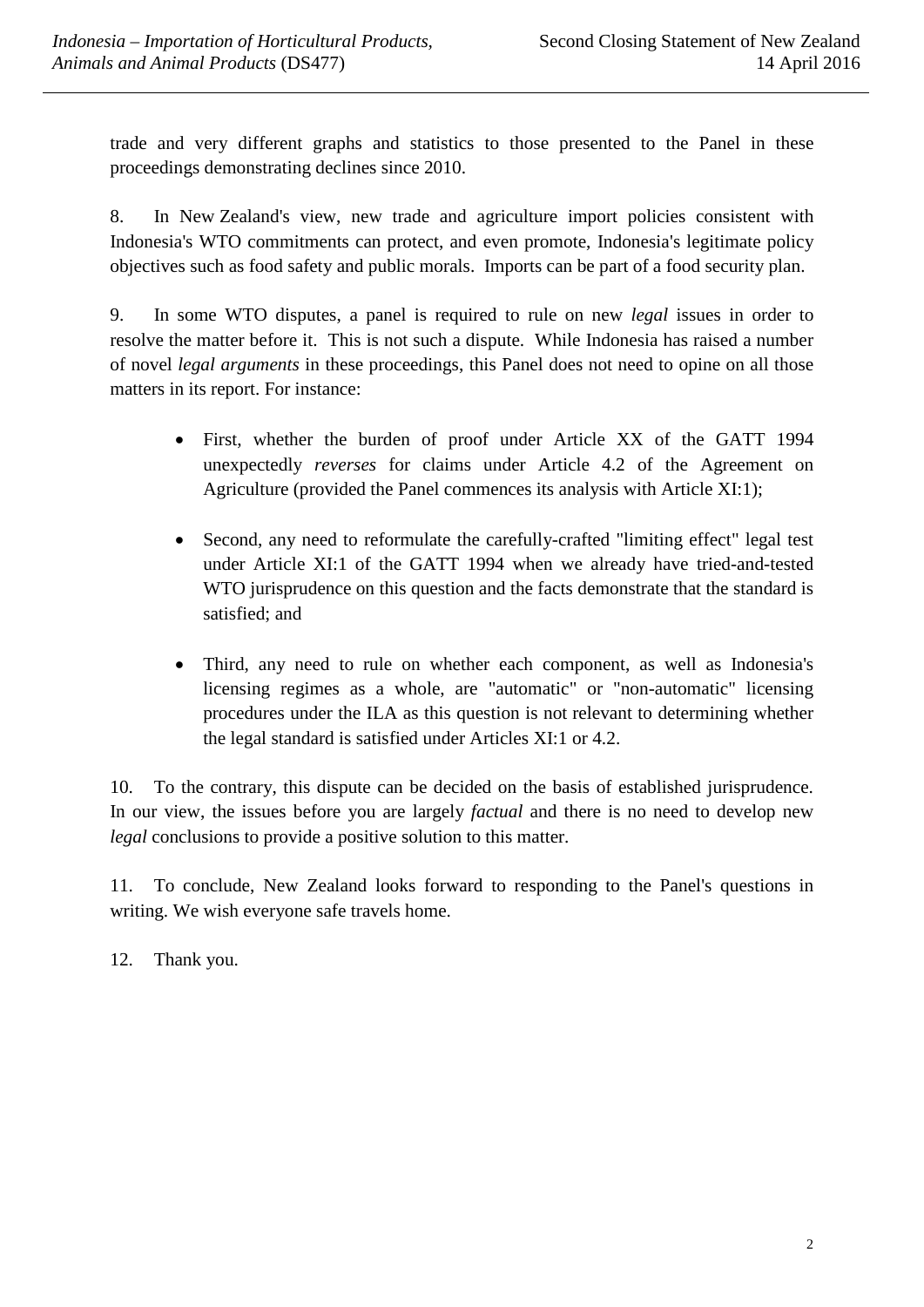trade and very different graphs and statistics to those presented to the Panel in these proceedings demonstrating declines since 2010.

8. In New Zealand's view, new trade and agriculture import policies consistent with Indonesia's WTO commitments can protect, and even promote, Indonesia's legitimate policy objectives such as food safety and public morals. Imports can be part of a food security plan.

9. In some WTO disputes, a panel is required to rule on new *legal* issues in order to resolve the matter before it. This is not such a dispute. While Indonesia has raised a number of novel *legal arguments* in these proceedings, this Panel does not need to opine on all those matters in its report. For instance:

- First, whether the burden of proof under Article XX of the GATT 1994 unexpectedly *reverses* for claims under Article 4.2 of the Agreement on Agriculture (provided the Panel commences its analysis with Article XI:1);

- Second, any need to reformulate the carefully-crafted "limiting effect" legal test under Article XI:1 of the GATT 1994 when we already have tried-and-tested WTO jurisprudence on this question and the facts demonstrate that the standard is satisfied; and

- Third, any need to rule on whether each component, as well as Indonesia's licensing regimes as a whole, are "automatic" or "non-automatic" licensing procedures under the ILA as this question is not relevant to determining whether the legal standard is satisfied under Articles XI:1 or 4.2.

10. To the contrary, this dispute can be decided on the basis of established jurisprudence. In our view, the issues before you are largely *factual* and there is no need to develop new *legal* conclusions to provide a positive solution to this matter.

11. To conclude, New Zealand looks forward to responding to the Panel's questions in writing. We wish everyone safe travels home.

12. Thank you.